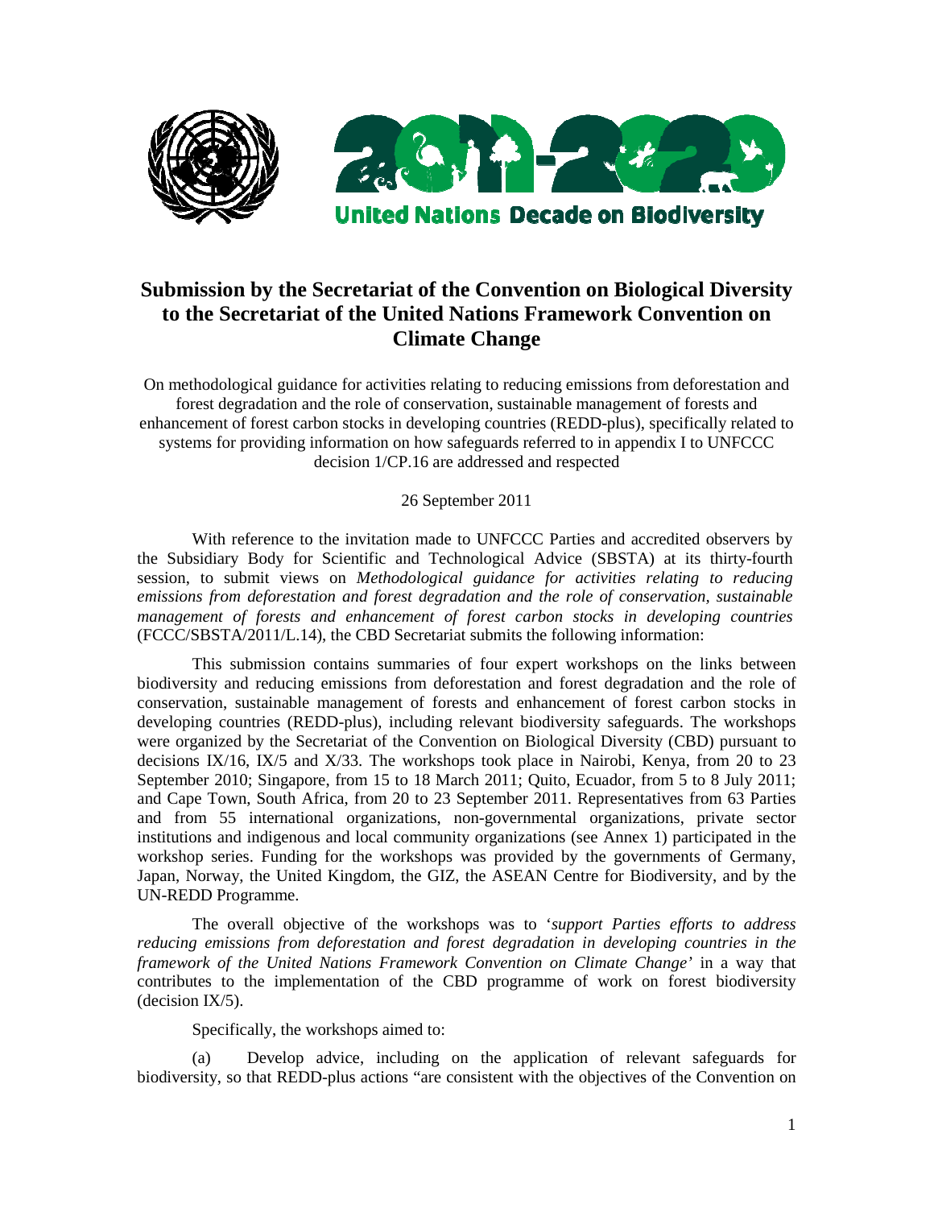# Submission by the Secretariat of the Convention on Biological Diversity to the Secretariat of the United Nations Framework Convention on Climate Change

On methodological guidance for activities relating to reducing emissions from deforestation and forest degradation and the role of conservation, sustainable management of forests and enhancement of forest carbon stocks in developing countries (REDD-plus), specifically related to systems for providing information on how safeguards referred to in appendix I to UNFCCC decision 1/CP.16 are addressed and respected

26 September 2011

With reference to the invitation made to UNFCCC Parties and accredited observers by the Subsidiary Body for Scientific and Technological Advice (SBSTA) at its thirty-fourth session, to submit views on *Methodological guidance for activities relating to reducing emissions from deforestation and forest degradation and the role of conservation, sustainable management of forests and enhancement of forest carbon stocks in developing countries* (FCCC/SBSTA/2011/L.14), the CBD Secretariat submits the following information:

This submission contains summaries of four expert workshops on the links between biodiversity and reducing emissions from deforestation and forest degradation and the role of conservation, sustainable management of forests and enhancement of forest carbon stocks in developing countries (REDD-plus), including relevant biodiversity safeguards. The workshops were organized by the Secretariat of the Convention on Biological Diversity (CBD) pursuant to decisions IX/16, IX/5 and X/33. The workshops took place in Nairobi, Kenya, from 20 to 23 September 2010; Singapore, from 15 to 18 March 2011; Quito, Ecuador, from 5 to 8 July 2011; and Cape Town, South Africa, from 20 to 23 September 2011. Representatives from 63 Parties and from 55 international organizations, non-governmental organizations, private sector institutions and indigenous and local community organizations (see Annex 1) participated in the workshop series. Funding for the workshops was provided by the governments of Germany, Japan, Norway, the United Kingdom, the GIZ, the ASEAN Centre for Biodiversity, and by the UN-REDD Programme.

The overall objective of the workshops was to '*support Parties efforts to address reducing emissions from deforestation and forest degradation in developing countries in the framework of the United Nations Framework Convention on Climate Change'* in a way that contributes to the implementation of the CBD programme of work on forest biodiversity (decision IX/5).

Specifically, the workshops aimed to:

(a) Develop advice, including on the application of relevant safeguards for biodiversity, so that REDD-plus actions "are consistent with the objectives of the Convention on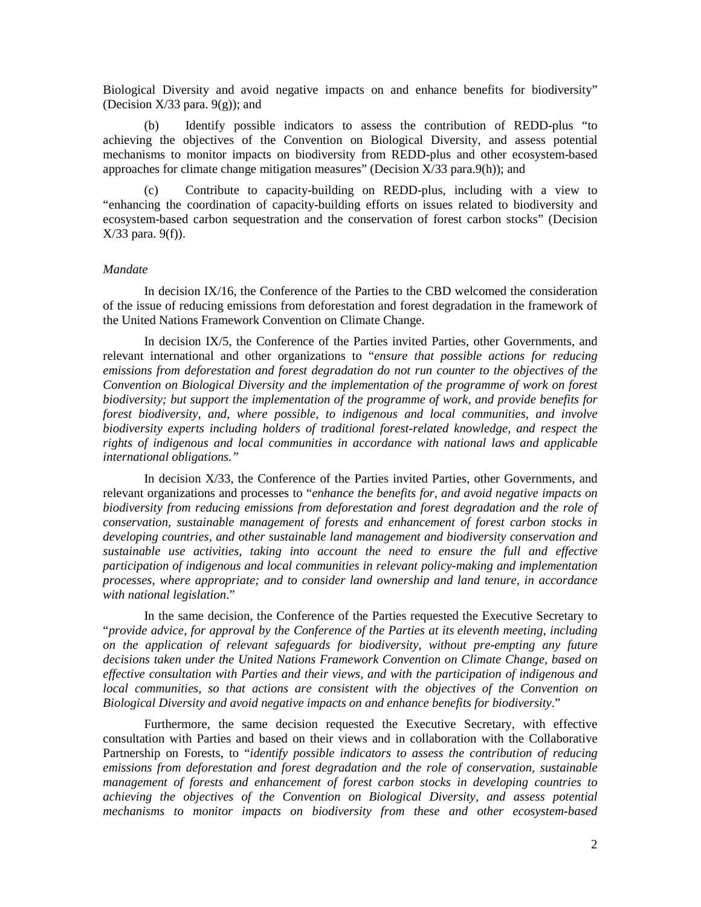Biological Diversity and avoid negative impacts on and enhance benefits for biodiversity" (Decision X/33 para. 9(g)); and

(b) Identify possible indicators to assess the contribution of REDD-plus "to achieving the objectives of the Convention on Biological Diversity, and assess potential mechanisms to monitor impacts on biodiversity from REDD-plus and other ecosystem-based approaches for climate change mitigation measures" (Decision X/33 para.9(h)); and

(c) Contribute to capacity-building on REDD-plus, including with a view to "enhancing the coordination of capacity-building efforts on issues related to biodiversity and ecosystem-based carbon sequestration and the conservation of forest carbon stocks" (Decision X/33 para. 9(f)).

*Mandate*

In decision IX/16, the Conference of the Parties to the CBD welcomed the consideration of the issue of reducing emissions from deforestation and forest degradation in the framework of the United Nations Framework Convention on Climate Change.

In decision IX/5, the Conference of the Parties invited Parties, other Governments, and relevant international and other organizations to "*ensure that possible actions for reducing emissions from deforestation and forest degradation do not run counter to the objectives of the Convention on Biological Diversity and the implementation of the programme of work on forest biodiversity; but support the implementation of the programme of work, and provide benefits for forest biodiversity, and, where possible, to indigenous and local communities, and involve biodiversity experts including holders of traditional forest-related knowledge, and respect the rights of indigenous and local communities in accordance with national laws and applicable international obligations.*"

In decision X/33, the Conference of the Parties invited Parties, other Governments, and relevant organizations and processes to "*enhance the benefits for, and avoid negative impacts on biodiversity from reducing emissions from deforestation and forest degradation and the role of conservation, sustainable management of forests and enhancement of forest carbon stocks in developing countries, and other sustainable land management and biodiversity conservation and sustainable use activities, taking into account the need to ensure the full and effective participation of indigenous and local communities in relevant policy-making and implementation processes, where appropriate; and to consider land ownership and land tenure, in accordance with national legislation*."

In the same decision, the Conference of the Parties requested the Executive Secretary to "*provide advice, for approval by the Conference of the Parties at its eleventh meeting, including on the application of relevant safeguards for biodiversity, without pre-empting any future decisions taken under the United Nations Framework Convention on Climate Change, based on effective consultation with Parties and their views, and with the participation of indigenous and local communities, so that actions are consistent with the objectives of the Convention on Biological Diversity and avoid negative impacts on and enhance benefits for biodiversity*."

Furthermore, the same decision requested the Executive Secretary, with effective consultation with Parties and based on their views and in collaboration with the Collaborative Partnership on Forests, to "*identify possible indicators to assess the contribution of reducing emissions from deforestation and forest degradation and the role of conservation, sustainable management of forests and enhancement of forest carbon stocks in developing countries to achieving the objectives of the Convention on Biological Diversity, and assess potential mechanisms to monitor impacts on biodiversity from these and other ecosystem-based*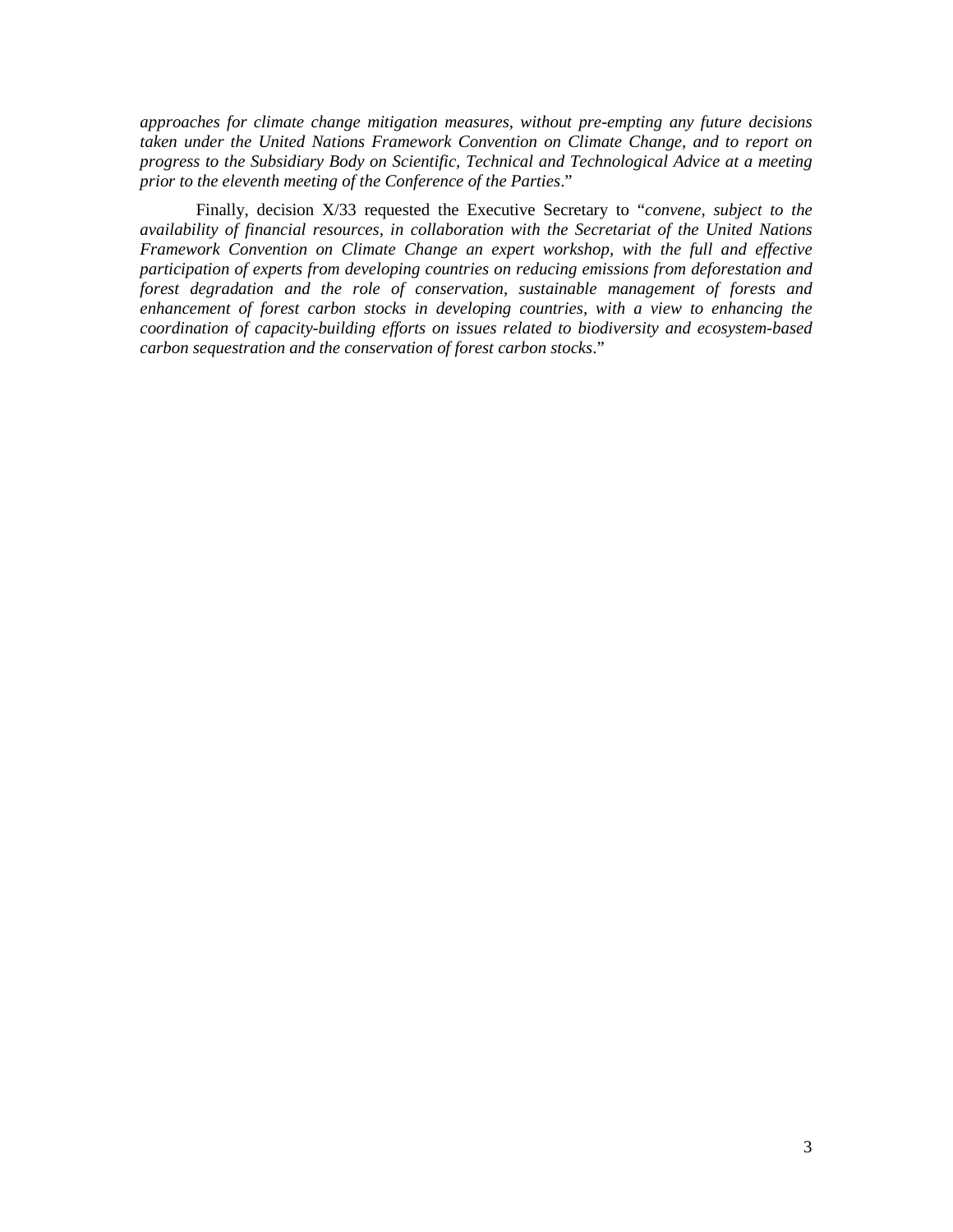*approaches for climate change mitigation measures, without pre-empting any future decisions taken under the United Nations Framework Convention on Climate Change, and to report on progress to the Subsidiary Body on Scientific, Technical and Technological Advice at a meeting prior to the eleventh meeting of the Conference of the Parties*."

Finally, decision X/33 requested the Executive Secretary to "*convene, subject to the availability of financial resources, in collaboration with the Secretariat of the United Nations Framework Convention on Climate Change an expert workshop, with the full and effective participation of experts from developing countries on reducing emissions from deforestation and forest degradation and the role of conservation, sustainable management of forests and enhancement of forest carbon stocks in developing countries, with a view to enhancing the coordination of capacity-building efforts on issues related to biodiversity and ecosystem-based carbon sequestration and the conservation of forest carbon stocks*."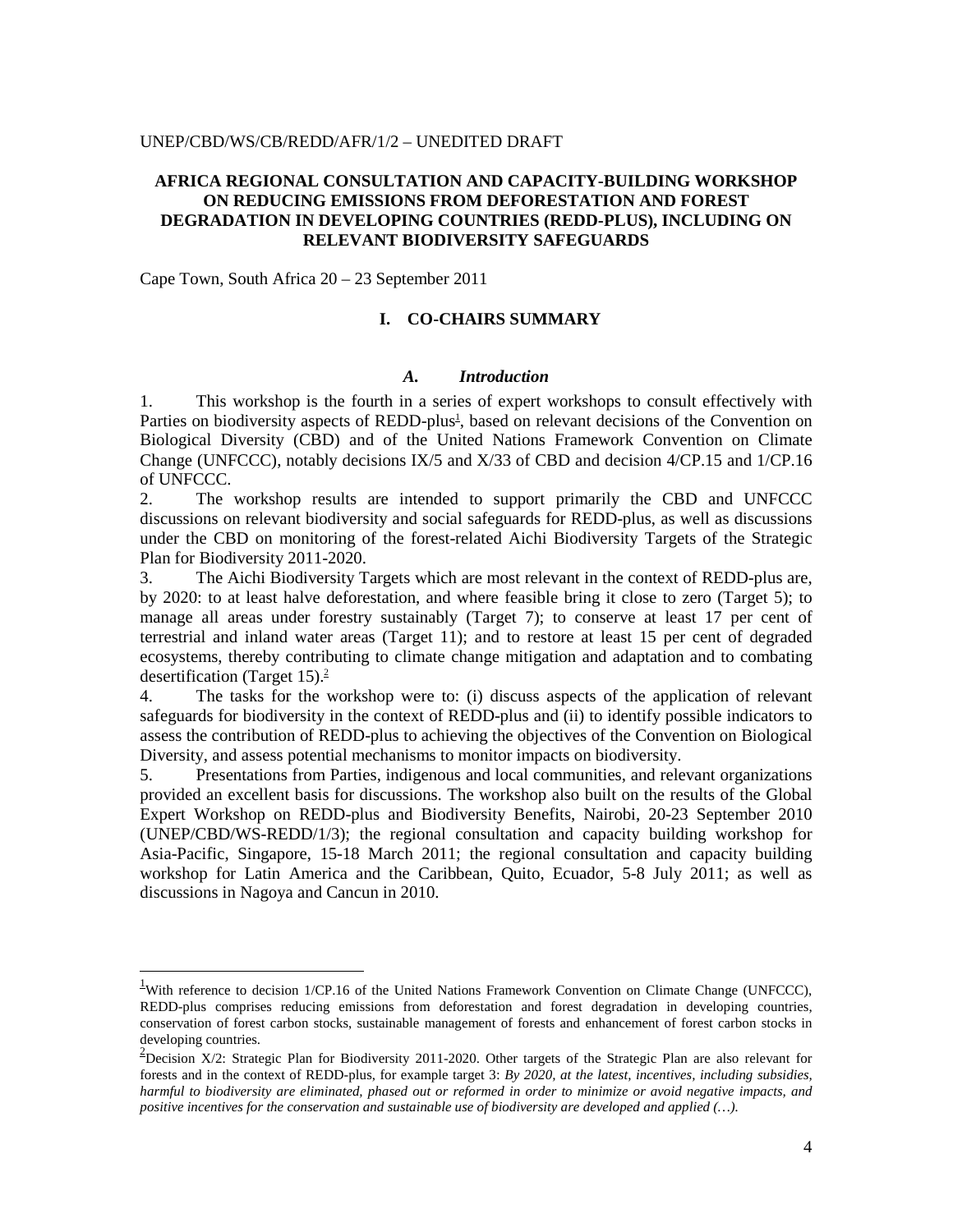UNEP/CBD/WS/CB/REDD/AFR/1/2 – UNEDITED DRAFT

# AFRICA REGIONAL CONSULTATION AND CAPACITY-BUILDING WORKSHOP ON REDUCING EMISSIONS FROM DEFORESTATION AND FOREST DEGRADATION IN DEVELOPING COUNTRIES (REDD-PLUS), INCLUDING ON RELEVANT BIODIVERSITY SAFEGUARDS

Cape Town, South Africa 20 – 23 September 2011

## I. CO-CHAIRS SUMMARY

### *A. Introduction*

1. This workshop is the fourth in a series of expert workshops to consult effectively with Parties on biodiversity aspects of REDD-plus[1], based on relevant decisions of the Convention on Biological Diversity (CBD) and of the United Nations Framework Convention on Climate Change (UNFCCC), notably decisions IX/5 and X/33 of CBD and decision 4/CP.15 and 1/CP.16 of UNFCCC.

2. The workshop results are intended to support primarily the CBD and UNFCCC discussions on relevant biodiversity and social safeguards for REDD-plus, as well as discussions under the CBD on monitoring of the forest-related Aichi Biodiversity Targets of the Strategic Plan for Biodiversity 2011-2020.

3. The Aichi Biodiversity Targets which are most relevant in the context of REDD-plus are, by 2020: to at least halve deforestation, and where feasible bring it close to zero (Target 5); to manage all areas under forestry sustainably (Target 7); to conserve at least 17 per cent of terrestrial and inland water areas (Target 11); and to restore at least 15 per cent of degraded ecosystems, thereby contributing to climate change mitigation and adaptation and to combating desertification (Target 15).[2]

4. The tasks for the workshop were to: (i) discuss aspects of the application of relevant safeguards for biodiversity in the context of REDD-plus and (ii) to identify possible indicators to assess the contribution of REDD-plus to achieving the objectives of the Convention on Biological Diversity, and assess potential mechanisms to monitor impacts on biodiversity.

5. Presentations from Parties, indigenous and local communities, and relevant organizations provided an excellent basis for discussions. The workshop also built on the results of the Global Expert Workshop on REDD-plus and Biodiversity Benefits, Nairobi, 20-23 September 2010 (UNEP/CBD/WS-REDD/1/3); the regional consultation and capacity building workshop for Asia-Pacific, Singapore, 15-18 March 2011; the regional consultation and capacity building workshop for Latin America and the Caribbean, Quito, Ecuador, 5-8 July 2011; as well as discussions in Nagoya and Cancun in 2010.

---

[1] With reference to decision 1/CP.16 of the United Nations Framework Convention on Climate Change (UNFCCC), REDD-plus comprises reducing emissions from deforestation and forest degradation in developing countries, conservation of forest carbon stocks, sustainable management of forests and enhancement of forest carbon stocks in developing countries.

[2] Decision X/2: Strategic Plan for Biodiversity 2011-2020. Other targets of the Strategic Plan are also relevant for forests and in the context of REDD-plus, for example target 3: *By 2020, at the latest, incentives, including subsidies, harmful to biodiversity are eliminated, phased out or reformed in order to minimize or avoid negative impacts, and positive incentives for the conservation and sustainable use of biodiversity are developed and applied (…).*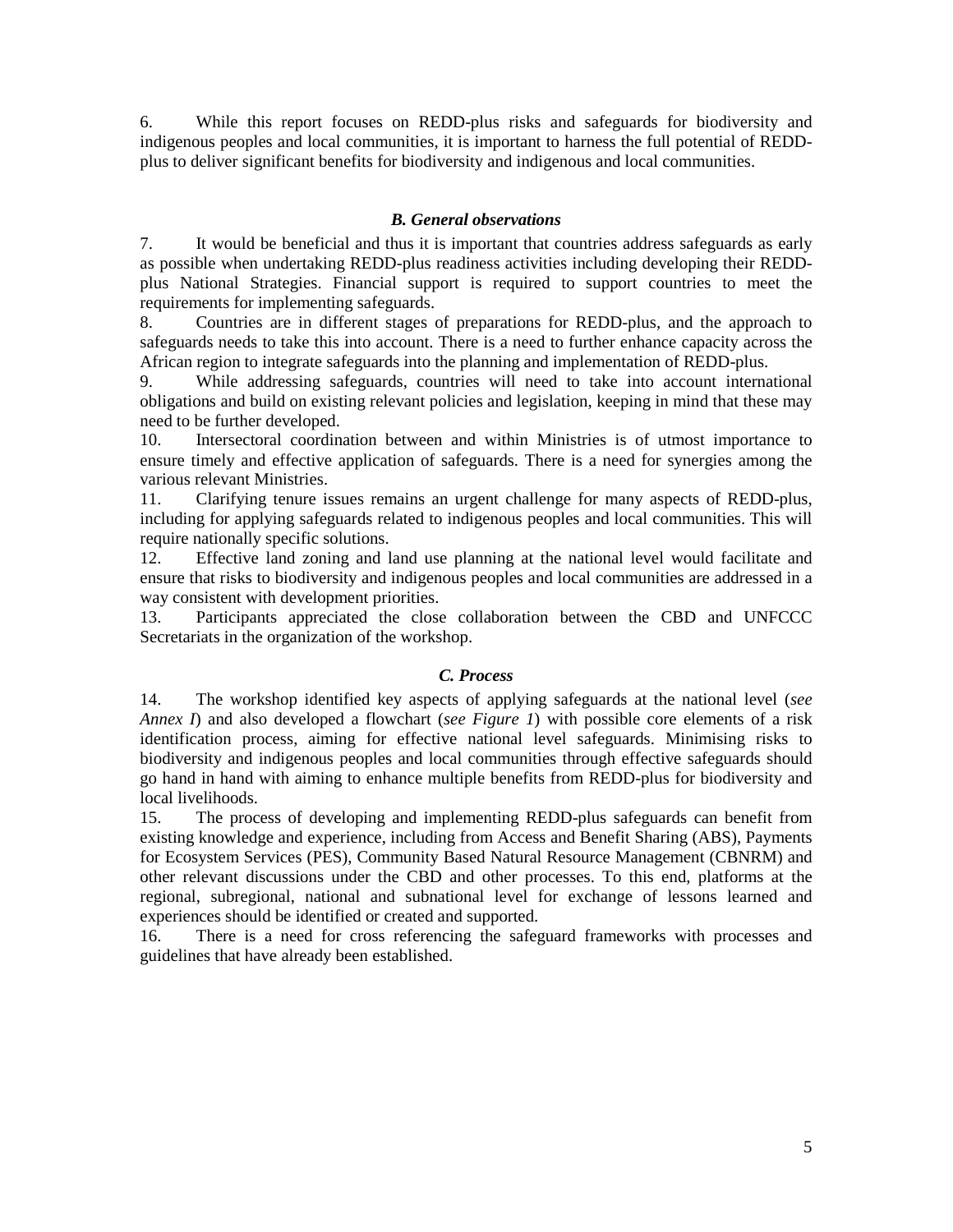6. While this report focuses on REDD-plus risks and safeguards for biodiversity and indigenous peoples and local communities, it is important to harness the full potential of REDD-plus to deliver significant benefits for biodiversity and indigenous and local communities.

### *B. General observations*

7. It would be beneficial and thus it is important that countries address safeguards as early as possible when undertaking REDD-plus readiness activities including developing their REDD-plus National Strategies. Financial support is required to support countries to meet the requirements for implementing safeguards.

8. Countries are in different stages of preparations for REDD-plus, and the approach to safeguards needs to take this into account. There is a need to further enhance capacity across the African region to integrate safeguards into the planning and implementation of REDD-plus.

9. While addressing safeguards, countries will need to take into account international obligations and build on existing relevant policies and legislation, keeping in mind that these may need to be further developed.

10. Intersectoral coordination between and within Ministries is of utmost importance to ensure timely and effective application of safeguards. There is a need for synergies among the various relevant Ministries.

11. Clarifying tenure issues remains an urgent challenge for many aspects of REDD-plus, including for applying safeguards related to indigenous peoples and local communities. This will require nationally specific solutions.

12. Effective land zoning and land use planning at the national level would facilitate and ensure that risks to biodiversity and indigenous peoples and local communities are addressed in a way consistent with development priorities.

13. Participants appreciated the close collaboration between the CBD and UNFCCC Secretariats in the organization of the workshop.

### *C. Process*

14. The workshop identified key aspects of applying safeguards at the national level (*see Annex I*) and also developed a flowchart (*see Figure 1*) with possible core elements of a risk identification process, aiming for effective national level safeguards. Minimising risks to biodiversity and indigenous peoples and local communities through effective safeguards should go hand in hand with aiming to enhance multiple benefits from REDD-plus for biodiversity and local livelihoods.

15. The process of developing and implementing REDD-plus safeguards can benefit from existing knowledge and experience, including from Access and Benefit Sharing (ABS), Payments for Ecosystem Services (PES), Community Based Natural Resource Management (CBNRM) and other relevant discussions under the CBD and other processes. To this end, platforms at the regional, subregional, national and subnational level for exchange of lessons learned and experiences should be identified or created and supported.

16. There is a need for cross referencing the safeguard frameworks with processes and guidelines that have already been established.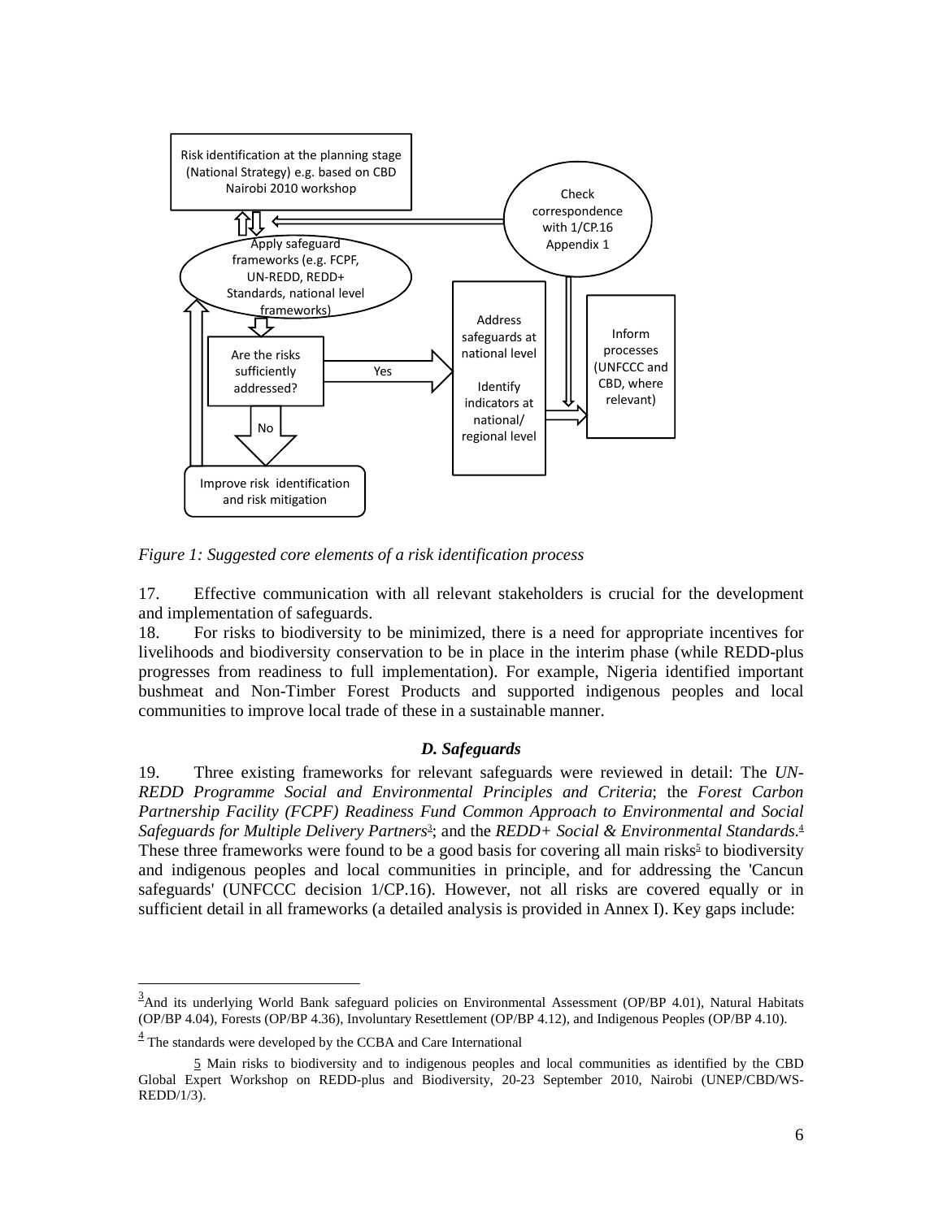Risk identification at the planning stage (National Strategy) e.g. based on CBD Nairobi 2010 workshop

Check correspondence with 1/CP.16 Appendix 1

Apply safeguard frameworks (e.g. FCPF, UN-REDD, REDD+ Standards, national level frameworks)

Are the risks sufficiently addressed?

Yes

No

Address safeguards at national level

Identify indicators at national/ regional level

Inform processes (UNFCCC and CBD, where relevant)

Improve risk identification and risk mitigation

*Figure 1: Suggested core elements of a risk identification process*

17. Effective communication with all relevant stakeholders is crucial for the development and implementation of safeguards.

18. For risks to biodiversity to be minimized, there is a need for appropriate incentives for livelihoods and biodiversity conservation to be in place in the interim phase (while REDD-plus progresses from readiness to full implementation). For example, Nigeria identified important bushmeat and Non-Timber Forest Products and supported indigenous peoples and local communities to improve local trade of these in a sustainable manner.

### *D. Safeguards*

19. Three existing frameworks for relevant safeguards were reviewed in detail: The *UN-REDD Programme Social and Environmental Principles and Criteria*; the *Forest Carbon Partnership Facility (FCPF) Readiness Fund Common Approach to Environmental and Social Safeguards for Multiple Delivery Partners*[3]; and the *REDD+ Social & Environmental Standards*.[4] These three frameworks were found to be a good basis for covering all main risks[5] to biodiversity and indigenous peoples and local communities in principle, and for addressing the 'Cancun safeguards' (UNFCCC decision 1/CP.16). However, not all risks are covered equally or in sufficient detail in all frameworks (a detailed analysis is provided in Annex I). Key gaps include:

---

[3] And its underlying World Bank safeguard policies on Environmental Assessment (OP/BP 4.01), Natural Habitats (OP/BP 4.04), Forests (OP/BP 4.36), Involuntary Resettlement (OP/BP 4.12), and Indigenous Peoples (OP/BP 4.10).

[4] The standards were developed by the CCBA and Care International

[5] Main risks to biodiversity and to indigenous peoples and local communities as identified by the CBD Global Expert Workshop on REDD-plus and Biodiversity, 20-23 September 2010, Nairobi (UNEP/CBD/WS-REDD/1/3).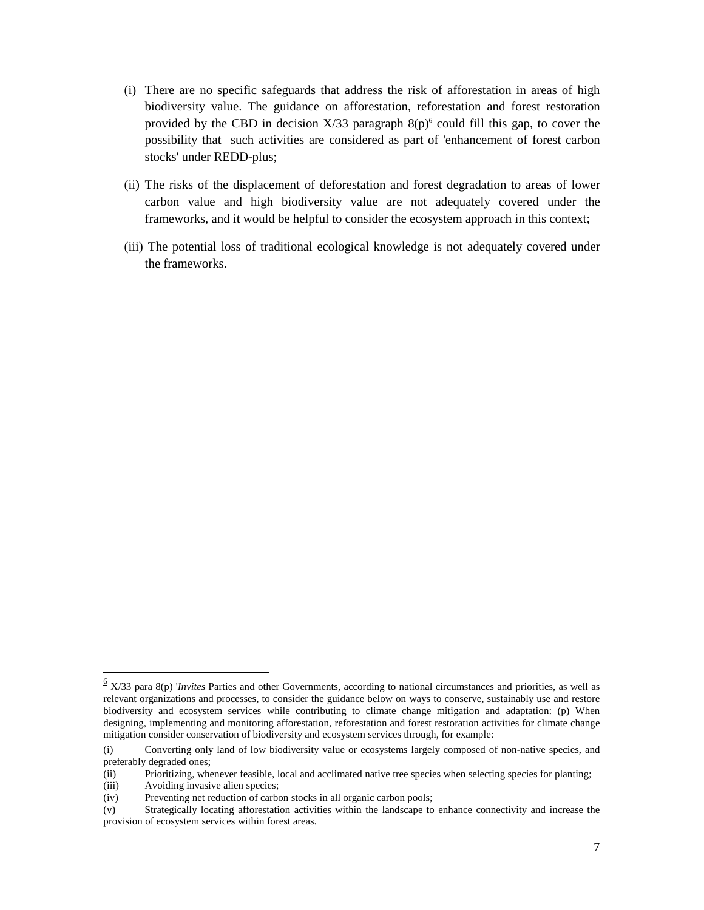(i) There are no specific safeguards that address the risk of afforestation in areas of high biodiversity value. The guidance on afforestation, reforestation and forest restoration provided by the CBD in decision X/33 paragraph 8(p)[6] could fill this gap, to cover the possibility that such activities are considered as part of 'enhancement of forest carbon stocks' under REDD-plus;

(ii) The risks of the displacement of deforestation and forest degradation to areas of lower carbon value and high biodiversity value are not adequately covered under the frameworks, and it would be helpful to consider the ecosystem approach in this context;

(iii) The potential loss of traditional ecological knowledge is not adequately covered under the frameworks.

---

[6] X/33 para 8(p) '*Invites* Parties and other Governments, according to national circumstances and priorities, as well as relevant organizations and processes, to consider the guidance below on ways to conserve, sustainably use and restore biodiversity and ecosystem services while contributing to climate change mitigation and adaptation: (p) When designing, implementing and monitoring afforestation, reforestation and forest restoration activities for climate change mitigation consider conservation of biodiversity and ecosystem services through, for example:

(i) Converting only land of low biodiversity value or ecosystems largely composed of non-native species, and preferably degraded ones;
(ii) Prioritizing, whenever feasible, local and acclimated native tree species when selecting species for planting;
(iii) Avoiding invasive alien species;
(iv) Preventing net reduction of carbon stocks in all organic carbon pools;
(v) Strategically locating afforestation activities within the landscape to enhance connectivity and increase the provision of ecosystem services within forest areas.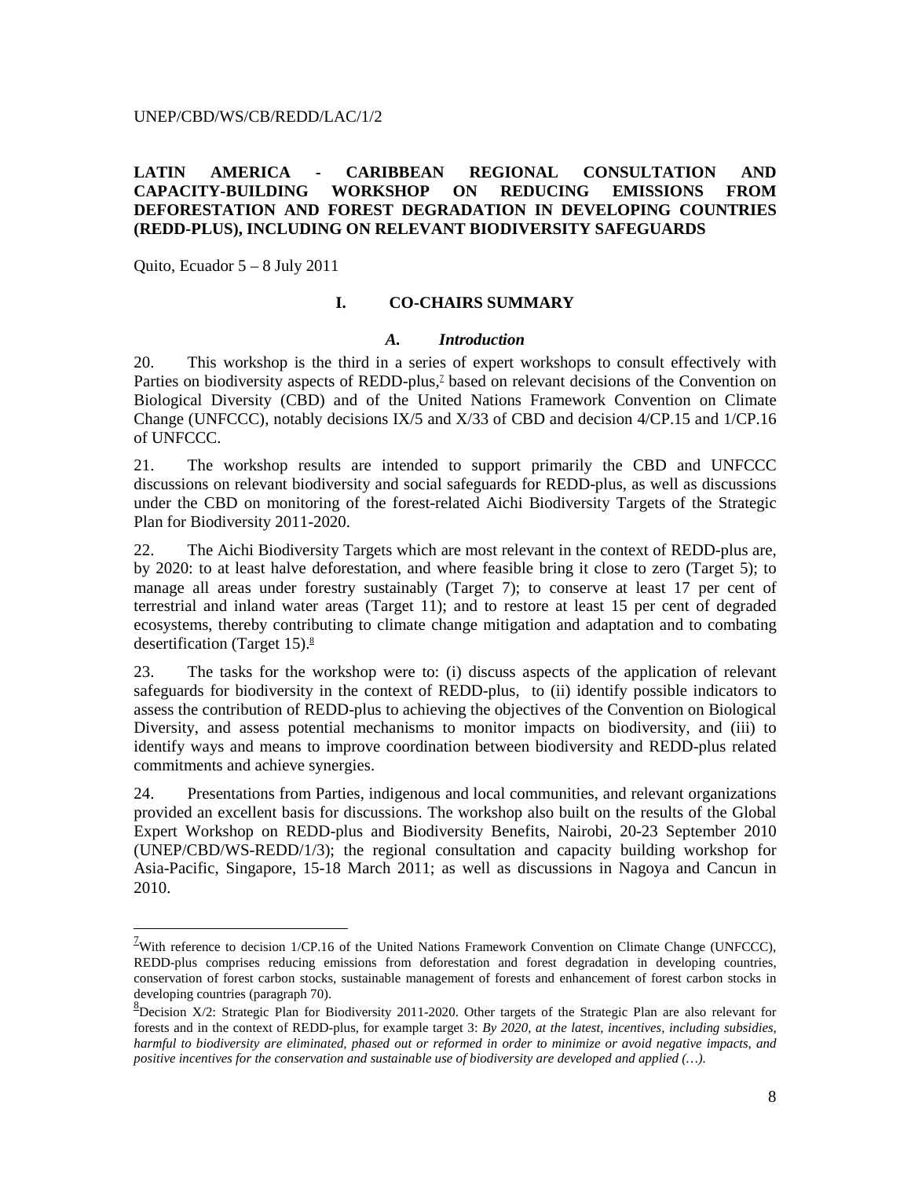# LATIN AMERICA - CARIBBEAN REGIONAL CONSULTATION AND CAPACITY-BUILDING WORKSHOP ON REDUCING EMISSIONS FROM DEFORESTATION AND FOREST DEGRADATION IN DEVELOPING COUNTRIES (REDD-PLUS), INCLUDING ON RELEVANT BIODIVERSITY SAFEGUARDS

Quito, Ecuador 5 – 8 July 2011

## I. CO-CHAIRS SUMMARY

### *A. Introduction*

20. This workshop is the third in a series of expert workshops to consult effectively with Parties on biodiversity aspects of REDD-plus,[7] based on relevant decisions of the Convention on Biological Diversity (CBD) and of the United Nations Framework Convention on Climate Change (UNFCCC), notably decisions IX/5 and X/33 of CBD and decision 4/CP.15 and 1/CP.16 of UNFCCC.

21. The workshop results are intended to support primarily the CBD and UNFCCC discussions on relevant biodiversity and social safeguards for REDD-plus, as well as discussions under the CBD on monitoring of the forest-related Aichi Biodiversity Targets of the Strategic Plan for Biodiversity 2011-2020.

22. The Aichi Biodiversity Targets which are most relevant in the context of REDD-plus are, by 2020: to at least halve deforestation, and where feasible bring it close to zero (Target 5); to manage all areas under forestry sustainably (Target 7); to conserve at least 17 per cent of terrestrial and inland water areas (Target 11); and to restore at least 15 per cent of degraded ecosystems, thereby contributing to climate change mitigation and adaptation and to combating desertification (Target 15).[8]

23. The tasks for the workshop were to: (i) discuss aspects of the application of relevant safeguards for biodiversity in the context of REDD-plus, to (ii) identify possible indicators to assess the contribution of REDD-plus to achieving the objectives of the Convention on Biological Diversity, and assess potential mechanisms to monitor impacts on biodiversity, and (iii) to identify ways and means to improve coordination between biodiversity and REDD-plus related commitments and achieve synergies.

24. Presentations from Parties, indigenous and local communities, and relevant organizations provided an excellent basis for discussions. The workshop also built on the results of the Global Expert Workshop on REDD-plus and Biodiversity Benefits, Nairobi, 20-23 September 2010 (UNEP/CBD/WS-REDD/1/3); the regional consultation and capacity building workshop for Asia-Pacific, Singapore, 15-18 March 2011; as well as discussions in Nagoya and Cancun in 2010.

---

[7] With reference to decision 1/CP.16 of the United Nations Framework Convention on Climate Change (UNFCCC), REDD-plus comprises reducing emissions from deforestation and forest degradation in developing countries, conservation of forest carbon stocks, sustainable management of forests and enhancement of forest carbon stocks in developing countries (paragraph 70).

[8] Decision X/2: Strategic Plan for Biodiversity 2011-2020. Other targets of the Strategic Plan are also relevant for forests and in the context of REDD-plus, for example target 3: *By 2020, at the latest, incentives, including subsidies, harmful to biodiversity are eliminated, phased out or reformed in order to minimize or avoid negative impacts, and positive incentives for the conservation and sustainable use of biodiversity are developed and applied (…).*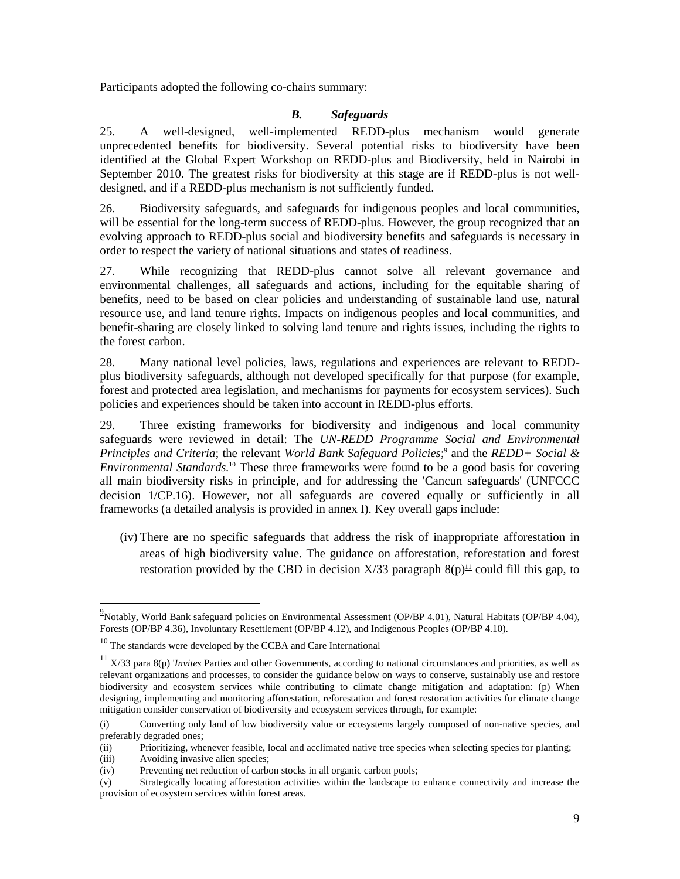Participants adopted the following co-chairs summary:

### *B. Safeguards*

25. A well-designed, well-implemented REDD-plus mechanism would generate unprecedented benefits for biodiversity. Several potential risks to biodiversity have been identified at the Global Expert Workshop on REDD-plus and Biodiversity, held in Nairobi in September 2010. The greatest risks for biodiversity at this stage are if REDD-plus is not well-designed, and if a REDD-plus mechanism is not sufficiently funded.

26. Biodiversity safeguards, and safeguards for indigenous peoples and local communities, will be essential for the long-term success of REDD-plus. However, the group recognized that an evolving approach to REDD-plus social and biodiversity benefits and safeguards is necessary in order to respect the variety of national situations and states of readiness.

27. While recognizing that REDD-plus cannot solve all relevant governance and environmental challenges, all safeguards and actions, including for the equitable sharing of benefits, need to be based on clear policies and understanding of sustainable land use, natural resource use, and land tenure rights. Impacts on indigenous peoples and local communities, and benefit-sharing are closely linked to solving land tenure and rights issues, including the rights to the forest carbon.

28. Many national level policies, laws, regulations and experiences are relevant to REDD-plus biodiversity safeguards, although not developed specifically for that purpose (for example, forest and protected area legislation, and mechanisms for payments for ecosystem services). Such policies and experiences should be taken into account in REDD-plus efforts.

29. Three existing frameworks for biodiversity and indigenous and local community safeguards were reviewed in detail: The *UN-REDD Programme Social and Environmental Principles and Criteria*; the relevant *World Bank Safeguard Policies*;[9] and the *REDD+ Social & Environmental Standards*.[10] These three frameworks were found to be a good basis for covering all main biodiversity risks in principle, and for addressing the 'Cancun safeguards' (UNFCCC decision 1/CP.16). However, not all safeguards are covered equally or sufficiently in all frameworks (a detailed analysis is provided in annex I). Key overall gaps include:

(iv) There are no specific safeguards that address the risk of inappropriate afforestation in areas of high biodiversity value. The guidance on afforestation, reforestation and forest restoration provided by the CBD in decision X/33 paragraph 8(p)[11] could fill this gap, to

---

[9] Notably, World Bank safeguard policies on Environmental Assessment (OP/BP 4.01), Natural Habitats (OP/BP 4.04), Forests (OP/BP 4.36), Involuntary Resettlement (OP/BP 4.12), and Indigenous Peoples (OP/BP 4.10).

[10] The standards were developed by the CCBA and Care International

[11] X/33 para 8(p) '*Invites* Parties and other Governments, according to national circumstances and priorities, as well as relevant organizations and processes, to consider the guidance below on ways to conserve, sustainably use and restore biodiversity and ecosystem services while contributing to climate change mitigation and adaptation: (p) When designing, implementing and monitoring afforestation, reforestation and forest restoration activities for climate change mitigation consider conservation of biodiversity and ecosystem services through, for example:

(i) Converting only land of low biodiversity value or ecosystems largely composed of non-native species, and preferably degraded ones;

(ii) Prioritizing, whenever feasible, local and acclimated native tree species when selecting species for planting;

(iii) Avoiding invasive alien species;

(iv) Preventing net reduction of carbon stocks in all organic carbon pools;

(v) Strategically locating afforestation activities within the landscape to enhance connectivity and increase the provision of ecosystem services within forest areas.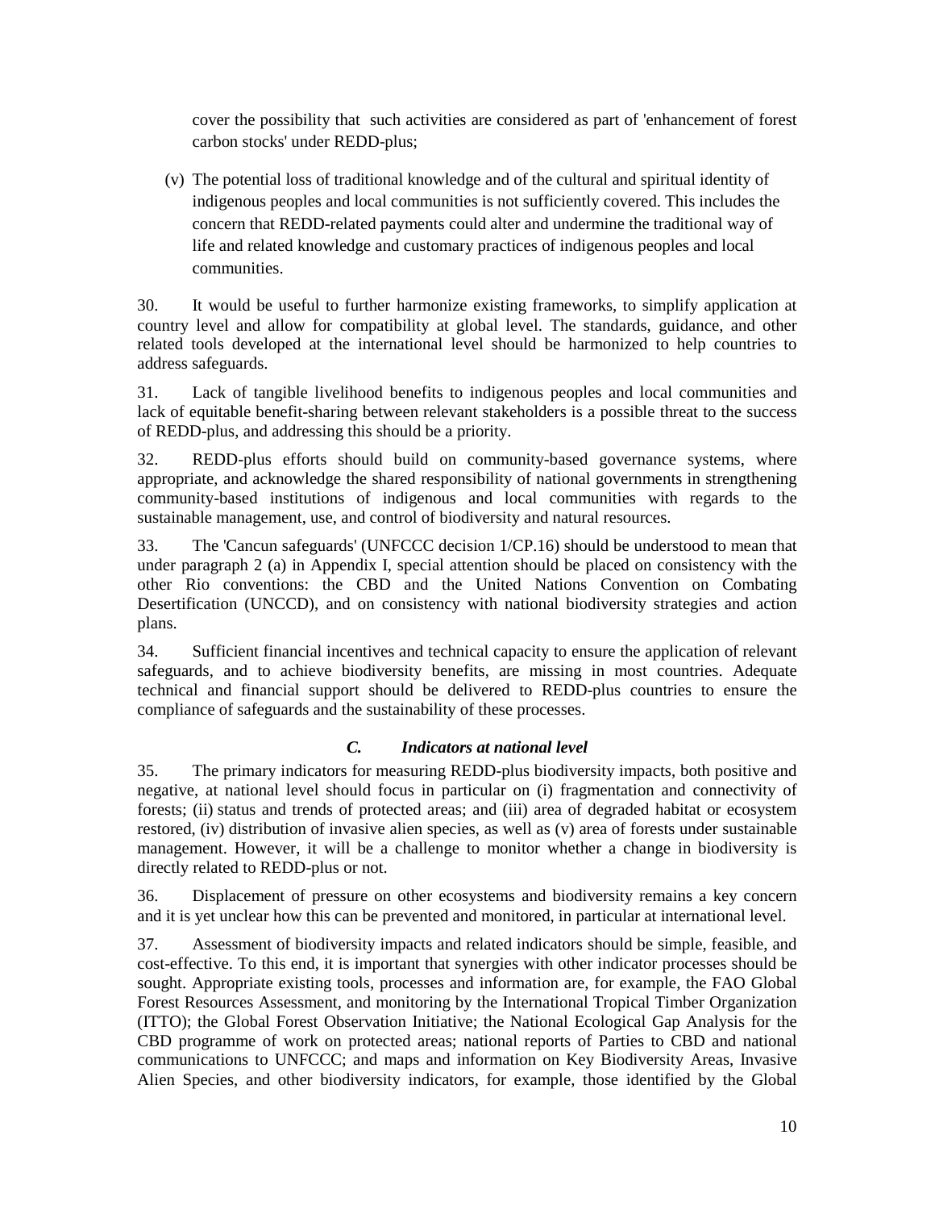cover the possibility that such activities are considered as part of 'enhancement of forest carbon stocks' under REDD-plus;

(v) The potential loss of traditional knowledge and of the cultural and spiritual identity of indigenous peoples and local communities is not sufficiently covered. This includes the concern that REDD-related payments could alter and undermine the traditional way of life and related knowledge and customary practices of indigenous peoples and local communities.

30. It would be useful to further harmonize existing frameworks, to simplify application at country level and allow for compatibility at global level. The standards, guidance, and other related tools developed at the international level should be harmonized to help countries to address safeguards.

31. Lack of tangible livelihood benefits to indigenous peoples and local communities and lack of equitable benefit-sharing between relevant stakeholders is a possible threat to the success of REDD-plus, and addressing this should be a priority.

32. REDD-plus efforts should build on community-based governance systems, where appropriate, and acknowledge the shared responsibility of national governments in strengthening community-based institutions of indigenous and local communities with regards to the sustainable management, use, and control of biodiversity and natural resources.

33. The 'Cancun safeguards' (UNFCCC decision 1/CP.16) should be understood to mean that under paragraph 2 (a) in Appendix I, special attention should be placed on consistency with the other Rio conventions: the CBD and the United Nations Convention on Combating Desertification (UNCCD), and on consistency with national biodiversity strategies and action plans.

34. Sufficient financial incentives and technical capacity to ensure the application of relevant safeguards, and to achieve biodiversity benefits, are missing in most countries. Adequate technical and financial support should be delivered to REDD-plus countries to ensure the compliance of safeguards and the sustainability of these processes.

### *C. Indicators at national level*

35. The primary indicators for measuring REDD-plus biodiversity impacts, both positive and negative, at national level should focus in particular on (i) fragmentation and connectivity of forests; (ii) status and trends of protected areas; and (iii) area of degraded habitat or ecosystem restored, (iv) distribution of invasive alien species, as well as (v) area of forests under sustainable management. However, it will be a challenge to monitor whether a change in biodiversity is directly related to REDD-plus or not.

36. Displacement of pressure on other ecosystems and biodiversity remains a key concern and it is yet unclear how this can be prevented and monitored, in particular at international level.

37. Assessment of biodiversity impacts and related indicators should be simple, feasible, and cost-effective. To this end, it is important that synergies with other indicator processes should be sought. Appropriate existing tools, processes and information are, for example, the FAO Global Forest Resources Assessment, and monitoring by the International Tropical Timber Organization (ITTO); the Global Forest Observation Initiative; the National Ecological Gap Analysis for the CBD programme of work on protected areas; national reports of Parties to CBD and national communications to UNFCCC; and maps and information on Key Biodiversity Areas, Invasive Alien Species, and other biodiversity indicators, for example, those identified by the Global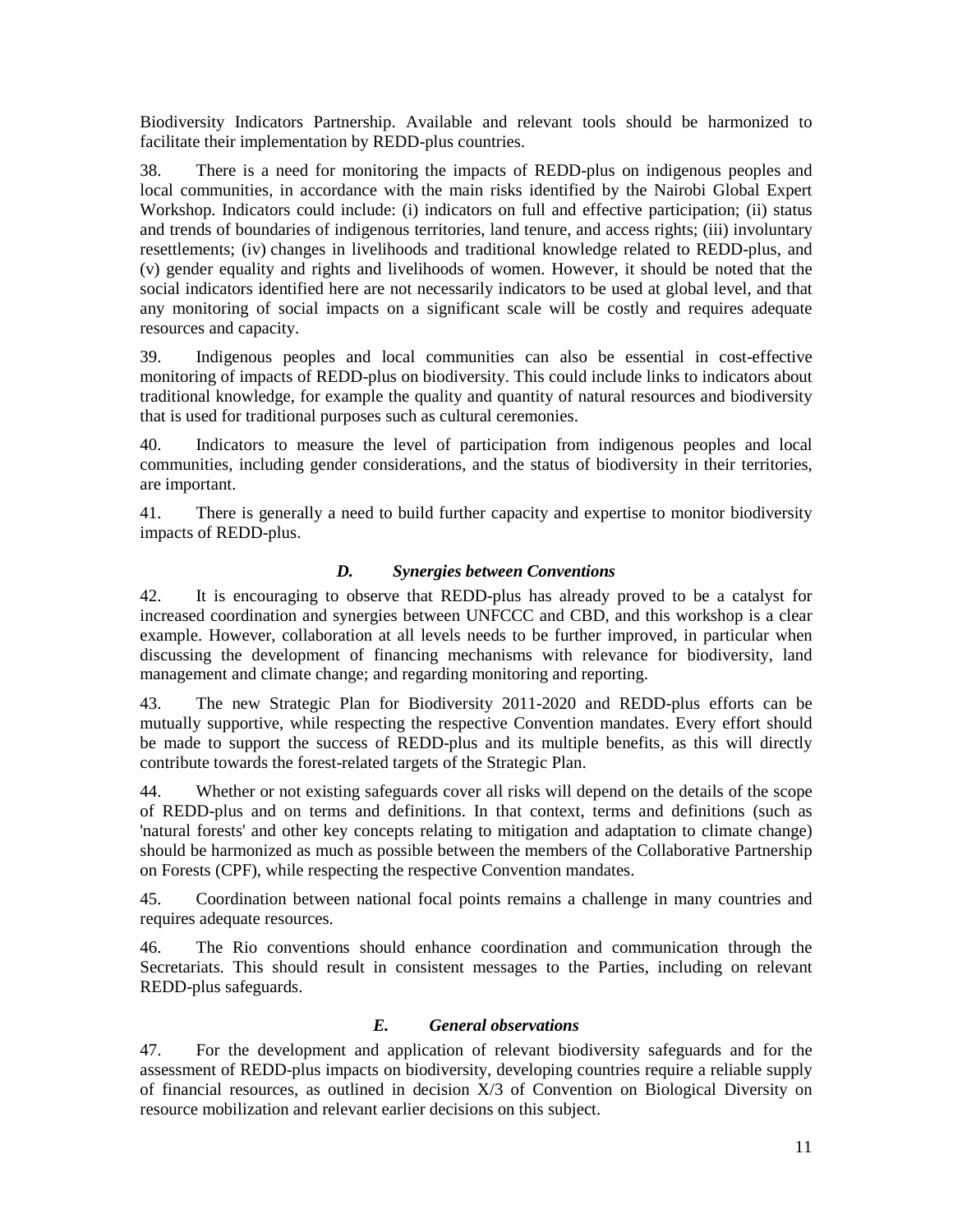Biodiversity Indicators Partnership. Available and relevant tools should be harmonized to facilitate their implementation by REDD-plus countries.

38. There is a need for monitoring the impacts of REDD-plus on indigenous peoples and local communities, in accordance with the main risks identified by the Nairobi Global Expert Workshop. Indicators could include: (i) indicators on full and effective participation; (ii) status and trends of boundaries of indigenous territories, land tenure, and access rights; (iii) involuntary resettlements; (iv) changes in livelihoods and traditional knowledge related to REDD-plus, and (v) gender equality and rights and livelihoods of women. However, it should be noted that the social indicators identified here are not necessarily indicators to be used at global level, and that any monitoring of social impacts on a significant scale will be costly and requires adequate resources and capacity.

39. Indigenous peoples and local communities can also be essential in cost-effective monitoring of impacts of REDD-plus on biodiversity. This could include links to indicators about traditional knowledge, for example the quality and quantity of natural resources and biodiversity that is used for traditional purposes such as cultural ceremonies.

40. Indicators to measure the level of participation from indigenous peoples and local communities, including gender considerations, and the status of biodiversity in their territories, are important.

41. There is generally a need to build further capacity and expertise to monitor biodiversity impacts of REDD-plus.

### *D. Synergies between Conventions*

42. It is encouraging to observe that REDD-plus has already proved to be a catalyst for increased coordination and synergies between UNFCCC and CBD, and this workshop is a clear example. However, collaboration at all levels needs to be further improved, in particular when discussing the development of financing mechanisms with relevance for biodiversity, land management and climate change; and regarding monitoring and reporting.

43. The new Strategic Plan for Biodiversity 2011-2020 and REDD-plus efforts can be mutually supportive, while respecting the respective Convention mandates. Every effort should be made to support the success of REDD-plus and its multiple benefits, as this will directly contribute towards the forest-related targets of the Strategic Plan.

44. Whether or not existing safeguards cover all risks will depend on the details of the scope of REDD-plus and on terms and definitions. In that context, terms and definitions (such as 'natural forests' and other key concepts relating to mitigation and adaptation to climate change) should be harmonized as much as possible between the members of the Collaborative Partnership on Forests (CPF), while respecting the respective Convention mandates.

45. Coordination between national focal points remains a challenge in many countries and requires adequate resources.

46. The Rio conventions should enhance coordination and communication through the Secretariats. This should result in consistent messages to the Parties, including on relevant REDD-plus safeguards.

### *E. General observations*

47. For the development and application of relevant biodiversity safeguards and for the assessment of REDD-plus impacts on biodiversity, developing countries require a reliable supply of financial resources, as outlined in decision X/3 of Convention on Biological Diversity on resource mobilization and relevant earlier decisions on this subject.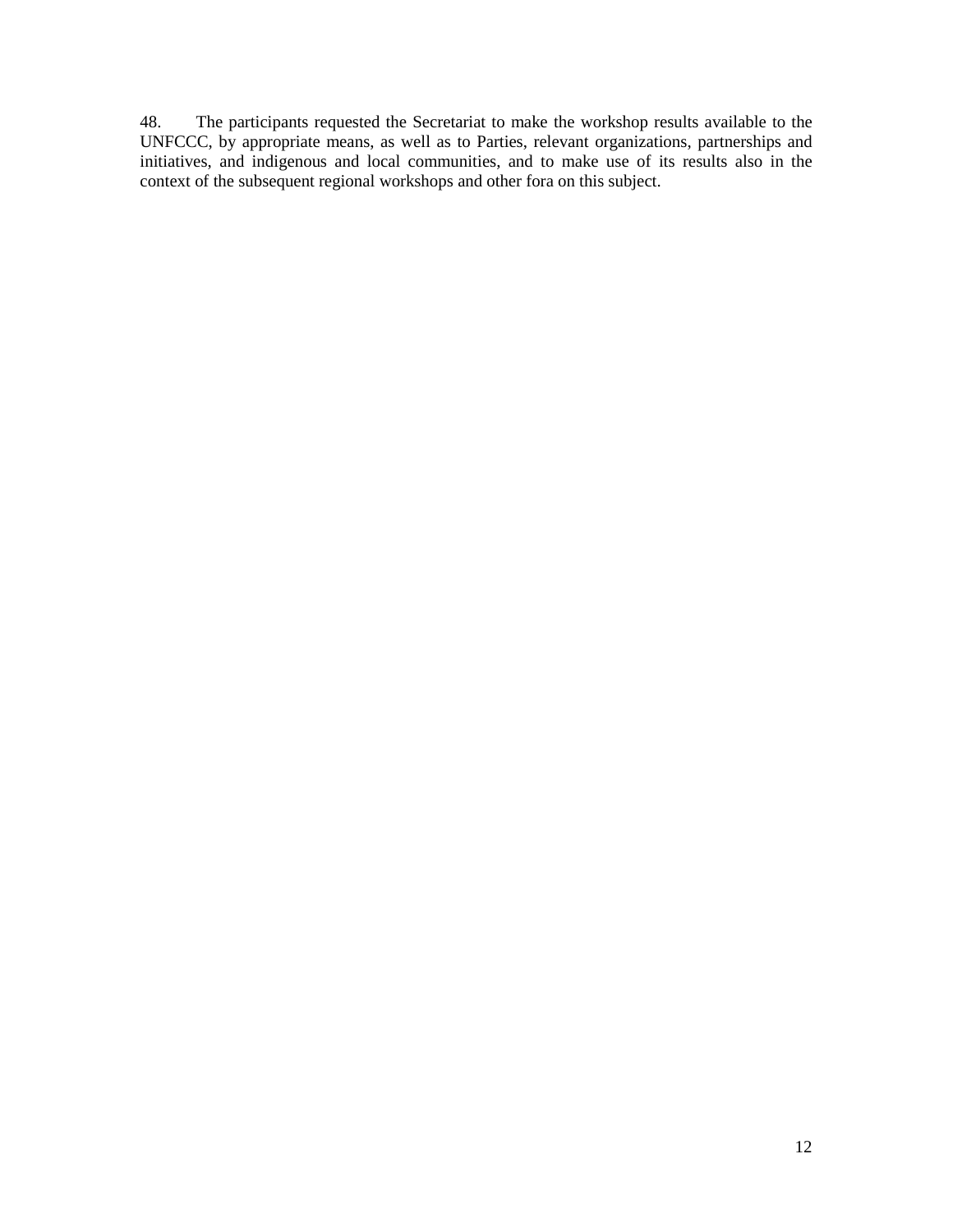48. The participants requested the Secretariat to make the workshop results available to the UNFCCC, by appropriate means, as well as to Parties, relevant organizations, partnerships and initiatives, and indigenous and local communities, and to make use of its results also in the context of the subsequent regional workshops and other fora on this subject.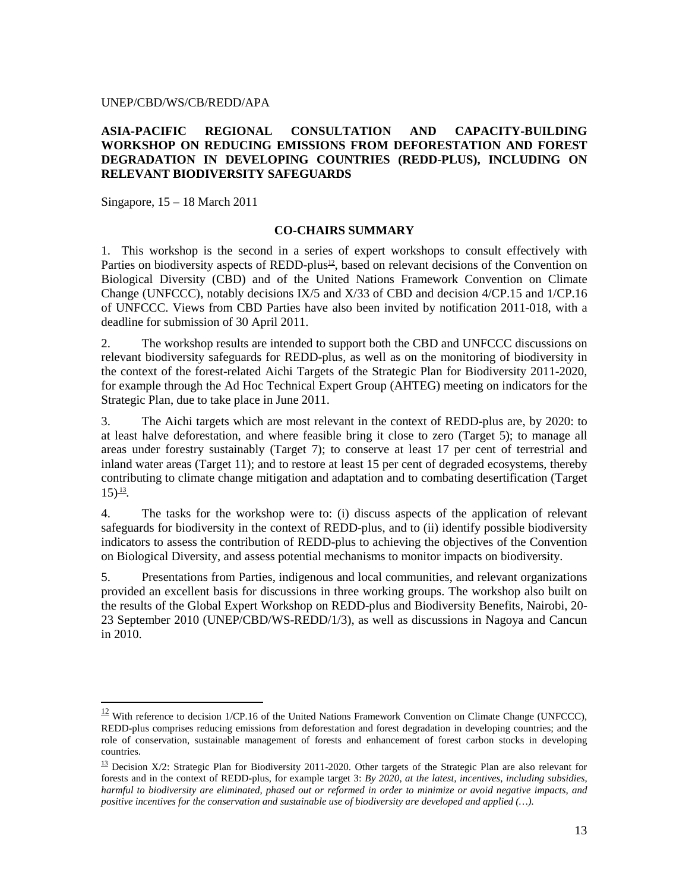UNEP/CBD/WS/CB/REDD/APA

**ASIA-PACIFIC REGIONAL CONSULTATION AND CAPACITY-BUILDING WORKSHOP ON REDUCING EMISSIONS FROM DEFORESTATION AND FOREST DEGRADATION IN DEVELOPING COUNTRIES (REDD-PLUS), INCLUDING ON RELEVANT BIODIVERSITY SAFEGUARDS**

Singapore, 15 – 18 March 2011

## CO-CHAIRS SUMMARY

1. This workshop is the second in a series of expert workshops to consult effectively with Parties on biodiversity aspects of REDD-plus[12], based on relevant decisions of the Convention on Biological Diversity (CBD) and of the United Nations Framework Convention on Climate Change (UNFCCC), notably decisions IX/5 and X/33 of CBD and decision 4/CP.15 and 1/CP.16 of UNFCCC. Views from CBD Parties have also been invited by notification 2011-018, with a deadline for submission of 30 April 2011.

2. The workshop results are intended to support both the CBD and UNFCCC discussions on relevant biodiversity safeguards for REDD-plus, as well as on the monitoring of biodiversity in the context of the forest-related Aichi Targets of the Strategic Plan for Biodiversity 2011-2020, for example through the Ad Hoc Technical Expert Group (AHTEG) meeting on indicators for the Strategic Plan, due to take place in June 2011.

3. The Aichi targets which are most relevant in the context of REDD-plus are, by 2020: to at least halve deforestation, and where feasible bring it close to zero (Target 5); to manage all areas under forestry sustainably (Target 7); to conserve at least 17 per cent of terrestrial and inland water areas (Target 11); and to restore at least 15 per cent of degraded ecosystems, thereby contributing to climate change mitigation and adaptation and to combating desertification (Target 15)[13].

4. The tasks for the workshop were to: (i) discuss aspects of the application of relevant safeguards for biodiversity in the context of REDD-plus, and to (ii) identify possible biodiversity indicators to assess the contribution of REDD-plus to achieving the objectives of the Convention on Biological Diversity, and assess potential mechanisms to monitor impacts on biodiversity.

5. Presentations from Parties, indigenous and local communities, and relevant organizations provided an excellent basis for discussions in three working groups. The workshop also built on the results of the Global Expert Workshop on REDD-plus and Biodiversity Benefits, Nairobi, 20-23 September 2010 (UNEP/CBD/WS-REDD/1/3), as well as discussions in Nagoya and Cancun in 2010.

---

[12] With reference to decision 1/CP.16 of the United Nations Framework Convention on Climate Change (UNFCCC), REDD-plus comprises reducing emissions from deforestation and forest degradation in developing countries; and the role of conservation, sustainable management of forests and enhancement of forest carbon stocks in developing countries.

[13] Decision X/2: Strategic Plan for Biodiversity 2011-2020. Other targets of the Strategic Plan are also relevant for forests and in the context of REDD-plus, for example target 3: *By 2020, at the latest, incentives, including subsidies, harmful to biodiversity are eliminated, phased out or reformed in order to minimize or avoid negative impacts, and positive incentives for the conservation and sustainable use of biodiversity are developed and applied (…).*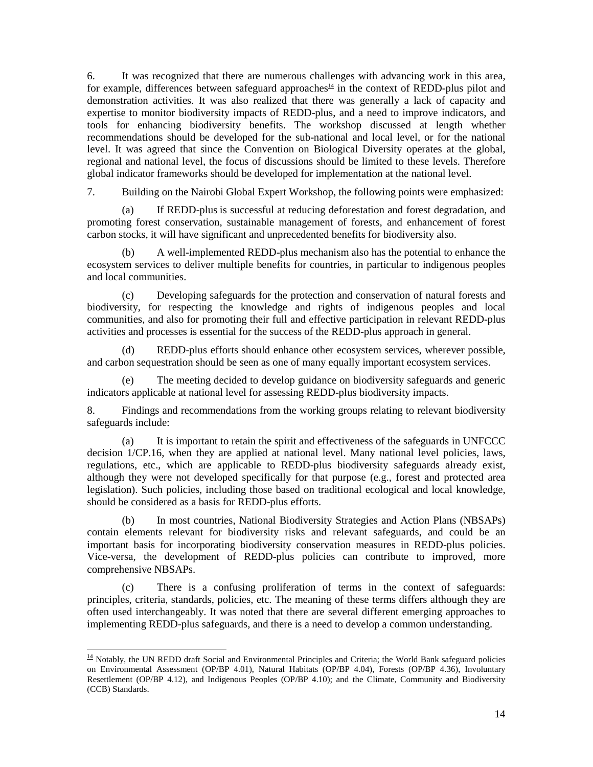6. It was recognized that there are numerous challenges with advancing work in this area, for example, differences between safeguard approaches[14] in the context of REDD-plus pilot and demonstration activities. It was also realized that there was generally a lack of capacity and expertise to monitor biodiversity impacts of REDD-plus, and a need to improve indicators, and tools for enhancing biodiversity benefits. The workshop discussed at length whether recommendations should be developed for the sub-national and local level, or for the national level. It was agreed that since the Convention on Biological Diversity operates at the global, regional and national level, the focus of discussions should be limited to these levels. Therefore global indicator frameworks should be developed for implementation at the national level.

7. Building on the Nairobi Global Expert Workshop, the following points were emphasized:

(a) If REDD-plus is successful at reducing deforestation and forest degradation, and promoting forest conservation, sustainable management of forests, and enhancement of forest carbon stocks, it will have significant and unprecedented benefits for biodiversity also.

(b) A well-implemented REDD-plus mechanism also has the potential to enhance the ecosystem services to deliver multiple benefits for countries, in particular to indigenous peoples and local communities.

(c) Developing safeguards for the protection and conservation of natural forests and biodiversity, for respecting the knowledge and rights of indigenous peoples and local communities, and also for promoting their full and effective participation in relevant REDD-plus activities and processes is essential for the success of the REDD-plus approach in general.

(d) REDD-plus efforts should enhance other ecosystem services, wherever possible, and carbon sequestration should be seen as one of many equally important ecosystem services.

(e) The meeting decided to develop guidance on biodiversity safeguards and generic indicators applicable at national level for assessing REDD-plus biodiversity impacts.

8. Findings and recommendations from the working groups relating to relevant biodiversity safeguards include:

(a) It is important to retain the spirit and effectiveness of the safeguards in UNFCCC decision 1/CP.16, when they are applied at national level. Many national level policies, laws, regulations, etc., which are applicable to REDD-plus biodiversity safeguards already exist, although they were not developed specifically for that purpose (e.g., forest and protected area legislation). Such policies, including those based on traditional ecological and local knowledge, should be considered as a basis for REDD-plus efforts.

(b) In most countries, National Biodiversity Strategies and Action Plans (NBSAPs) contain elements relevant for biodiversity risks and relevant safeguards, and could be an important basis for incorporating biodiversity conservation measures in REDD-plus policies. Vice-versa, the development of REDD-plus policies can contribute to improved, more comprehensive NBSAPs.

(c) There is a confusing proliferation of terms in the context of safeguards: principles, criteria, standards, policies, etc. The meaning of these terms differs although they are often used interchangeably. It was noted that there are several different emerging approaches to implementing REDD-plus safeguards, and there is a need to develop a common understanding.

---

[14] Notably, the UN REDD draft Social and Environmental Principles and Criteria; the World Bank safeguard policies on Environmental Assessment (OP/BP 4.01), Natural Habitats (OP/BP 4.04), Forests (OP/BP 4.36), Involuntary Resettlement (OP/BP 4.12), and Indigenous Peoples (OP/BP 4.10); and the Climate, Community and Biodiversity (CCB) Standards.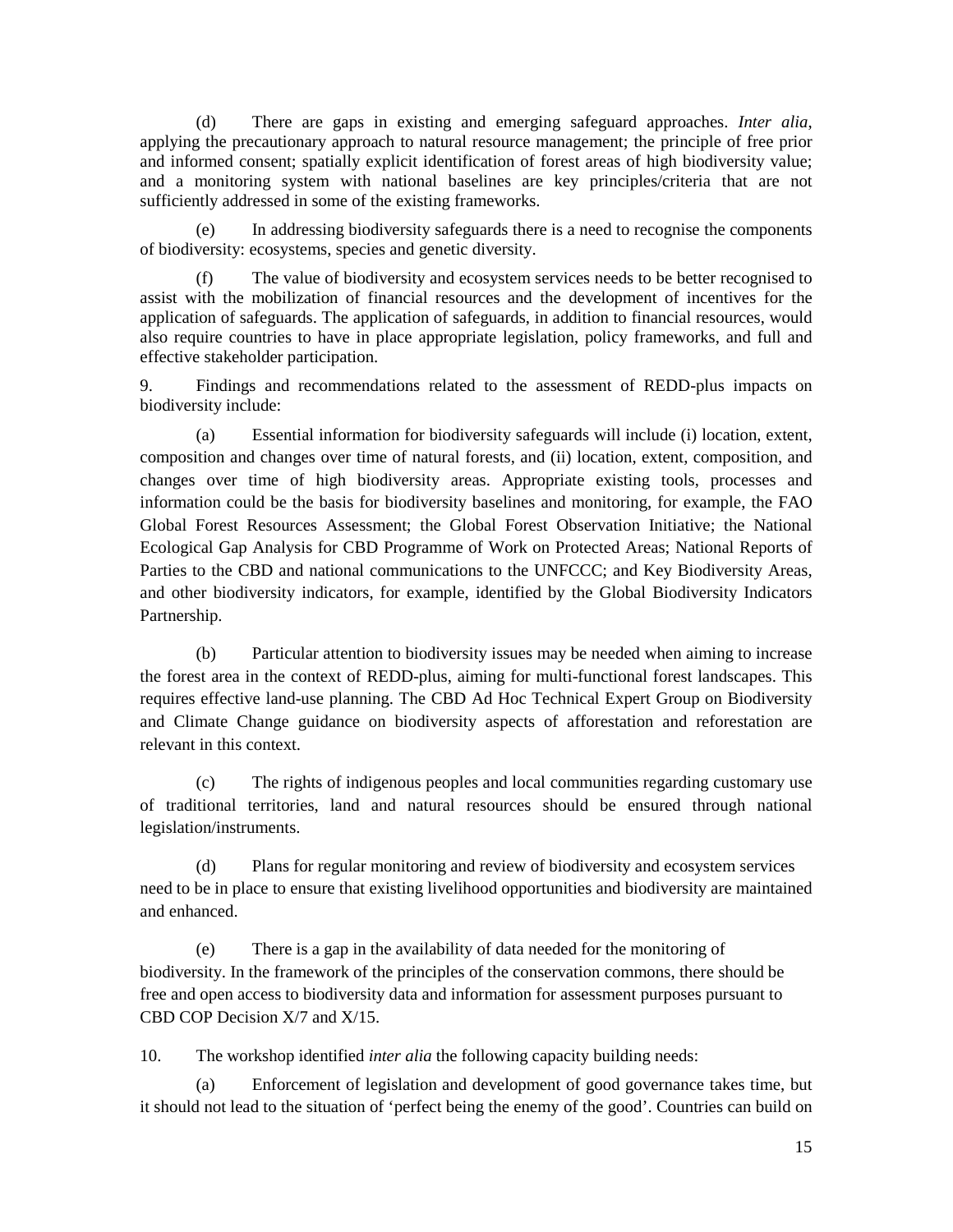(d) There are gaps in existing and emerging safeguard approaches. *Inter alia*, applying the precautionary approach to natural resource management; the principle of free prior and informed consent; spatially explicit identification of forest areas of high biodiversity value; and a monitoring system with national baselines are key principles/criteria that are not sufficiently addressed in some of the existing frameworks.

(e) In addressing biodiversity safeguards there is a need to recognise the components of biodiversity: ecosystems, species and genetic diversity.

(f) The value of biodiversity and ecosystem services needs to be better recognised to assist with the mobilization of financial resources and the development of incentives for the application of safeguards. The application of safeguards, in addition to financial resources, would also require countries to have in place appropriate legislation, policy frameworks, and full and effective stakeholder participation.

9. Findings and recommendations related to the assessment of REDD-plus impacts on biodiversity include:

(a) Essential information for biodiversity safeguards will include (i) location, extent, composition and changes over time of natural forests, and (ii) location, extent, composition, and changes over time of high biodiversity areas. Appropriate existing tools, processes and information could be the basis for biodiversity baselines and monitoring, for example, the FAO Global Forest Resources Assessment; the Global Forest Observation Initiative; the National Ecological Gap Analysis for CBD Programme of Work on Protected Areas; National Reports of Parties to the CBD and national communications to the UNFCCC; and Key Biodiversity Areas, and other biodiversity indicators, for example, identified by the Global Biodiversity Indicators Partnership.

(b) Particular attention to biodiversity issues may be needed when aiming to increase the forest area in the context of REDD-plus, aiming for multi-functional forest landscapes. This requires effective land-use planning. The CBD Ad Hoc Technical Expert Group on Biodiversity and Climate Change guidance on biodiversity aspects of afforestation and reforestation are relevant in this context.

(c) The rights of indigenous peoples and local communities regarding customary use of traditional territories, land and natural resources should be ensured through national legislation/instruments.

(d) Plans for regular monitoring and review of biodiversity and ecosystem services need to be in place to ensure that existing livelihood opportunities and biodiversity are maintained and enhanced.

(e) There is a gap in the availability of data needed for the monitoring of biodiversity. In the framework of the principles of the conservation commons, there should be free and open access to biodiversity data and information for assessment purposes pursuant to CBD COP Decision X/7 and X/15.

10. The workshop identified *inter alia* the following capacity building needs:

(a) Enforcement of legislation and development of good governance takes time, but it should not lead to the situation of 'perfect being the enemy of the good'. Countries can build on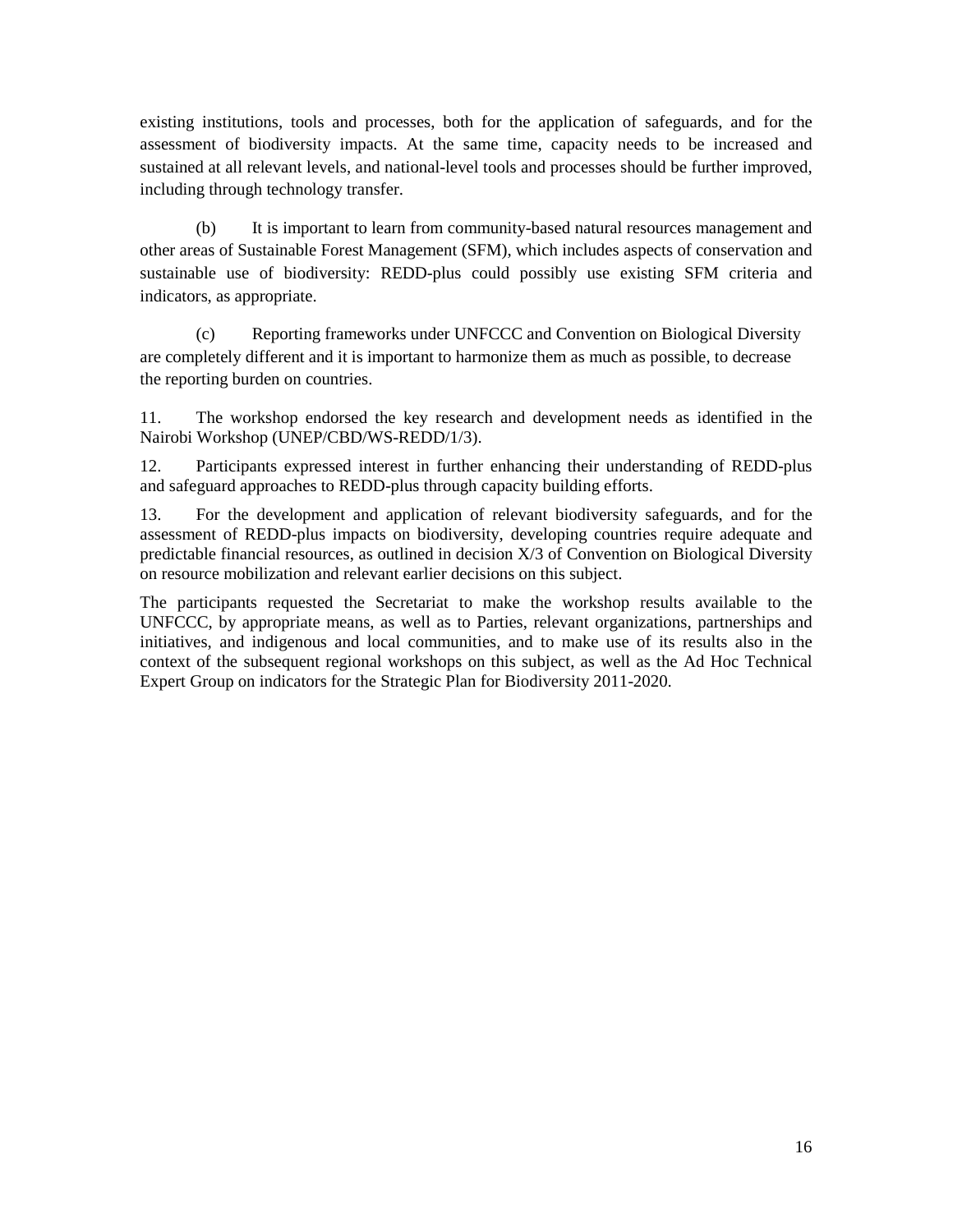existing institutions, tools and processes, both for the application of safeguards, and for the assessment of biodiversity impacts. At the same time, capacity needs to be increased and sustained at all relevant levels, and national-level tools and processes should be further improved, including through technology transfer.

(b) It is important to learn from community-based natural resources management and other areas of Sustainable Forest Management (SFM), which includes aspects of conservation and sustainable use of biodiversity: REDD-plus could possibly use existing SFM criteria and indicators, as appropriate.

(c) Reporting frameworks under UNFCCC and Convention on Biological Diversity are completely different and it is important to harmonize them as much as possible, to decrease the reporting burden on countries.

11. The workshop endorsed the key research and development needs as identified in the Nairobi Workshop (UNEP/CBD/WS-REDD/1/3).

12. Participants expressed interest in further enhancing their understanding of REDD-plus and safeguard approaches to REDD-plus through capacity building efforts.

13. For the development and application of relevant biodiversity safeguards, and for the assessment of REDD-plus impacts on biodiversity, developing countries require adequate and predictable financial resources, as outlined in decision X/3 of Convention on Biological Diversity on resource mobilization and relevant earlier decisions on this subject.

The participants requested the Secretariat to make the workshop results available to the UNFCCC, by appropriate means, as well as to Parties, relevant organizations, partnerships and initiatives, and indigenous and local communities, and to make use of its results also in the context of the subsequent regional workshops on this subject, as well as the Ad Hoc Technical Expert Group on indicators for the Strategic Plan for Biodiversity 2011-2020.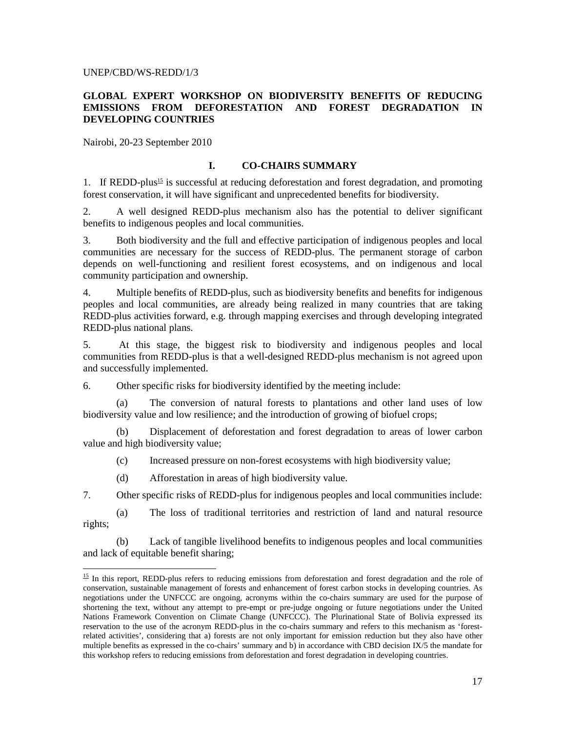UNEP/CBD/WS-REDD/1/3

**GLOBAL EXPERT WORKSHOP ON BIODIVERSITY BENEFITS OF REDUCING EMISSIONS FROM DEFORESTATION AND FOREST DEGRADATION IN DEVELOPING COUNTRIES**

Nairobi, 20-23 September 2010

## I. CO-CHAIRS SUMMARY

1. If REDD-plus[15] is successful at reducing deforestation and forest degradation, and promoting forest conservation, it will have significant and unprecedented benefits for biodiversity.

2. A well designed REDD-plus mechanism also has the potential to deliver significant benefits to indigenous peoples and local communities.

3. Both biodiversity and the full and effective participation of indigenous peoples and local communities are necessary for the success of REDD-plus. The permanent storage of carbon depends on well-functioning and resilient forest ecosystems, and on indigenous and local community participation and ownership.

4. Multiple benefits of REDD-plus, such as biodiversity benefits and benefits for indigenous peoples and local communities, are already being realized in many countries that are taking REDD-plus activities forward, e.g. through mapping exercises and through developing integrated REDD-plus national plans.

5. At this stage, the biggest risk to biodiversity and indigenous peoples and local communities from REDD-plus is that a well-designed REDD-plus mechanism is not agreed upon and successfully implemented.

6. Other specific risks for biodiversity identified by the meeting include:

(a) The conversion of natural forests to plantations and other land uses of low biodiversity value and low resilience; and the introduction of growing of biofuel crops;

(b) Displacement of deforestation and forest degradation to areas of lower carbon value and high biodiversity value;

(c) Increased pressure on non-forest ecosystems with high biodiversity value;

(d) Afforestation in areas of high biodiversity value.

7. Other specific risks of REDD-plus for indigenous peoples and local communities include:

(a) The loss of traditional territories and restriction of land and natural resource rights;

(b) Lack of tangible livelihood benefits to indigenous peoples and local communities and lack of equitable benefit sharing;

---

[15] In this report, REDD-plus refers to reducing emissions from deforestation and forest degradation and the role of conservation, sustainable management of forests and enhancement of forest carbon stocks in developing countries. As negotiations under the UNFCCC are ongoing, acronyms within the co-chairs summary are used for the purpose of shortening the text, without any attempt to pre-empt or pre-judge ongoing or future negotiations under the United Nations Framework Convention on Climate Change (UNFCCC). The Plurinational State of Bolivia expressed its reservation to the use of the acronym REDD-plus in the co-chairs summary and refers to this mechanism as 'forest-related activities', considering that a) forests are not only important for emission reduction but they also have other multiple benefits as expressed in the co-chairs' summary and b) in accordance with CBD decision IX/5 the mandate for this workshop refers to reducing emissions from deforestation and forest degradation in developing countries.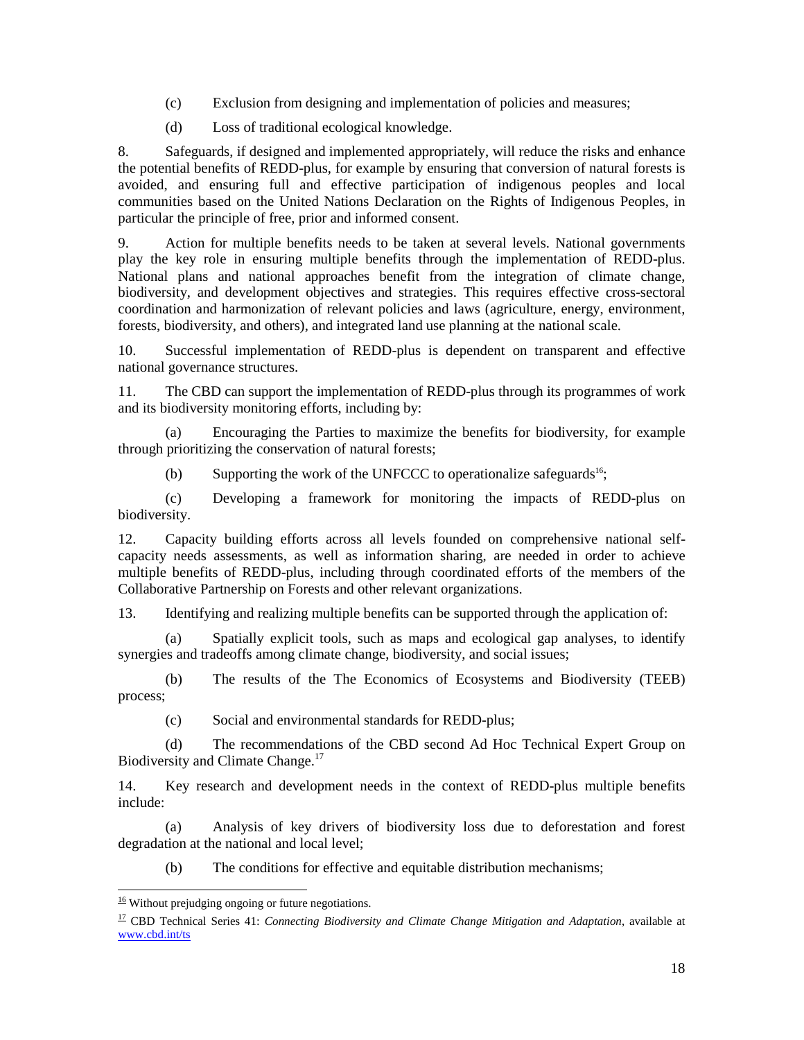(c) Exclusion from designing and implementation of policies and measures;

(d) Loss of traditional ecological knowledge.

8. Safeguards, if designed and implemented appropriately, will reduce the risks and enhance the potential benefits of REDD-plus, for example by ensuring that conversion of natural forests is avoided, and ensuring full and effective participation of indigenous peoples and local communities based on the United Nations Declaration on the Rights of Indigenous Peoples, in particular the principle of free, prior and informed consent.

9. Action for multiple benefits needs to be taken at several levels. National governments play the key role in ensuring multiple benefits through the implementation of REDD-plus. National plans and national approaches benefit from the integration of climate change, biodiversity, and development objectives and strategies. This requires effective cross-sectoral coordination and harmonization of relevant policies and laws (agriculture, energy, environment, forests, biodiversity, and others), and integrated land use planning at the national scale.

10. Successful implementation of REDD-plus is dependent on transparent and effective national governance structures.

11. The CBD can support the implementation of REDD-plus through its programmes of work and its biodiversity monitoring efforts, including by:

(a) Encouraging the Parties to maximize the benefits for biodiversity, for example through prioritizing the conservation of natural forests;

(b) Supporting the work of the UNFCCC to operationalize safeguards[16];

(c) Developing a framework for monitoring the impacts of REDD-plus on biodiversity.

12. Capacity building efforts across all levels founded on comprehensive national self-capacity needs assessments, as well as information sharing, are needed in order to achieve multiple benefits of REDD-plus, including through coordinated efforts of the members of the Collaborative Partnership on Forests and other relevant organizations.

13. Identifying and realizing multiple benefits can be supported through the application of:

(a) Spatially explicit tools, such as maps and ecological gap analyses, to identify synergies and tradeoffs among climate change, biodiversity, and social issues;

(b) The results of the The Economics of Ecosystems and Biodiversity (TEEB) process;

(c) Social and environmental standards for REDD-plus;

(d) The recommendations of the CBD second Ad Hoc Technical Expert Group on Biodiversity and Climate Change.[17]

14. Key research and development needs in the context of REDD-plus multiple benefits include:

(a) Analysis of key drivers of biodiversity loss due to deforestation and forest degradation at the national and local level;

(b) The conditions for effective and equitable distribution mechanisms;

---

[16] Without prejudging ongoing or future negotiations.

[17] CBD Technical Series 41: *Connecting Biodiversity and Climate Change Mitigation and Adaptation*, available at www.cbd.int/ts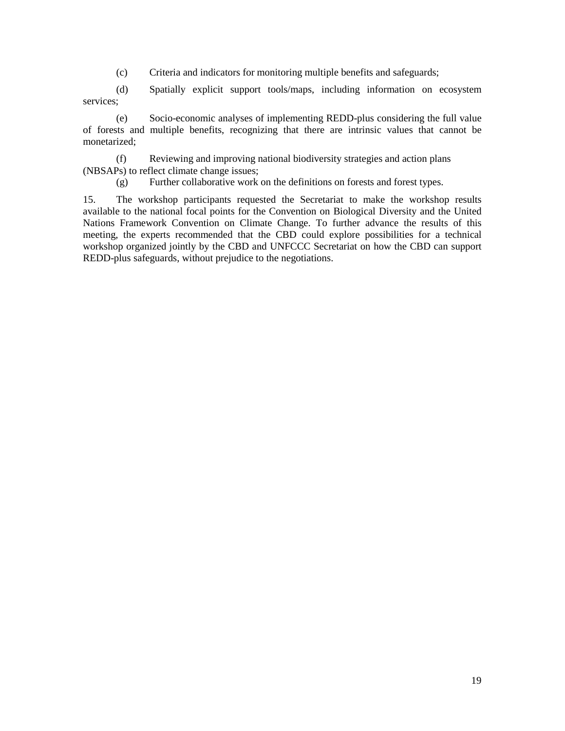(c) Criteria and indicators for monitoring multiple benefits and safeguards;

(d) Spatially explicit support tools/maps, including information on ecosystem services;

(e) Socio-economic analyses of implementing REDD-plus considering the full value of forests and multiple benefits, recognizing that there are intrinsic values that cannot be monetarized;

(f) Reviewing and improving national biodiversity strategies and action plans (NBSAPs) to reflect climate change issues;

(g) Further collaborative work on the definitions on forests and forest types.

15. The workshop participants requested the Secretariat to make the workshop results available to the national focal points for the Convention on Biological Diversity and the United Nations Framework Convention on Climate Change. To further advance the results of this meeting, the experts recommended that the CBD could explore possibilities for a technical workshop organized jointly by the CBD and UNFCCC Secretariat on how the CBD can support REDD-plus safeguards, without prejudice to the negotiations.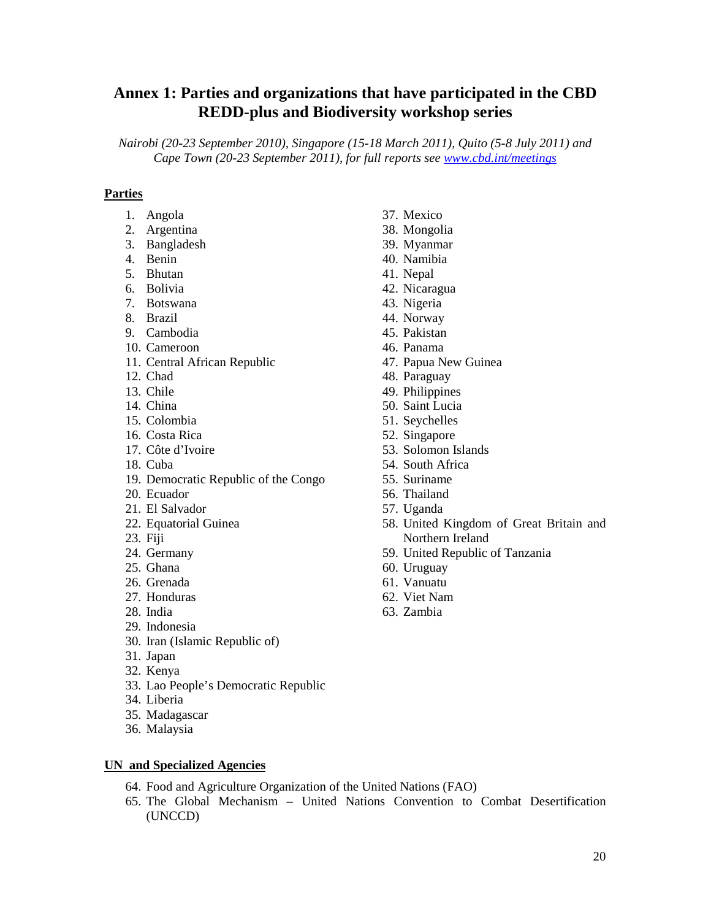# Annex 1: Parties and organizations that have participated in the CBD REDD-plus and Biodiversity workshop series

*Nairobi (20-23 September 2010), Singapore (15-18 March 2011), Quito (5-8 July 2011) and Cape Town (20-23 September 2011), for full reports see [www.cbd.int/meetings](www.cbd.int/meetings)*

**Parties**

1. Angola
2. Argentina
3. Bangladesh
4. Benin
5. Bhutan
6. Bolivia
7. Botswana
8. Brazil
9. Cambodia
10. Cameroon
11. Central African Republic
12. Chad
13. Chile
14. China
15. Colombia
16. Costa Rica
17. Côte d'Ivoire
18. Cuba
19. Democratic Republic of the Congo
20. Ecuador
21. El Salvador
22. Equatorial Guinea
23. Fiji
24. Germany
25. Ghana
26. Grenada
27. Honduras
28. India
29. Indonesia
30. Iran (Islamic Republic of)
31. Japan
32. Kenya
33. Lao People's Democratic Republic
34. Liberia
35. Madagascar
36. Malaysia
37. Mexico
38. Mongolia
39. Myanmar
40. Namibia
41. Nepal
42. Nicaragua
43. Nigeria
44. Norway
45. Pakistan
46. Panama
47. Papua New Guinea
48. Paraguay
49. Philippines
50. Saint Lucia
51. Seychelles
52. Singapore
53. Solomon Islands
54. South Africa
55. Suriname
56. Thailand
57. Uganda
58. United Kingdom of Great Britain and Northern Ireland
59. United Republic of Tanzania
60. Uruguay
61. Vanuatu
62. Viet Nam
63. Zambia

**UN and Specialized Agencies**

64. Food and Agriculture Organization of the United Nations (FAO)
65. The Global Mechanism – United Nations Convention to Combat Desertification (UNCCD)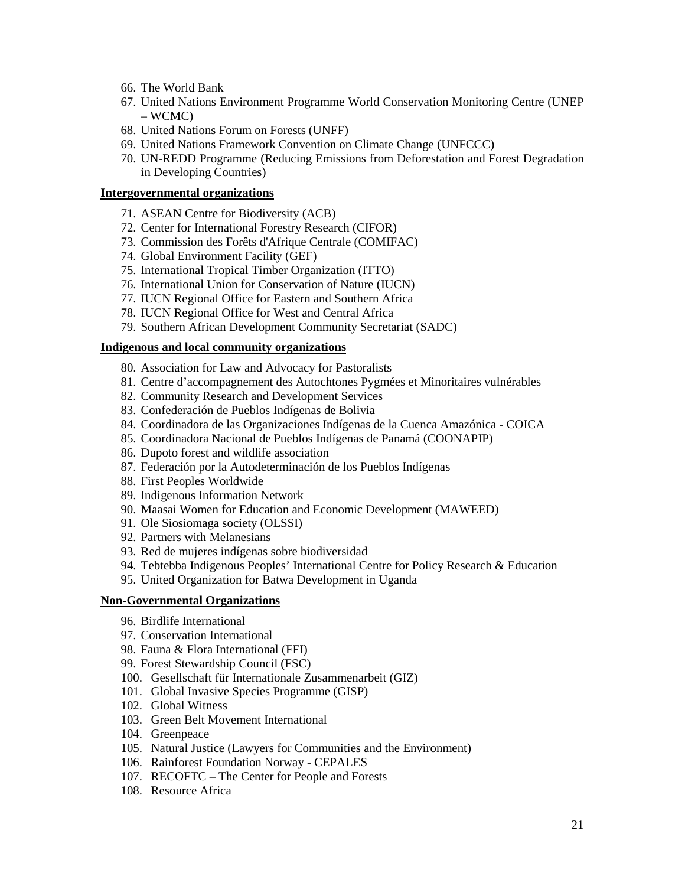66. The World Bank
67. United Nations Environment Programme World Conservation Monitoring Centre (UNEP – WCMC)
68. United Nations Forum on Forests (UNFF)
69. United Nations Framework Convention on Climate Change (UNFCCC)
70. UN-REDD Programme (Reducing Emissions from Deforestation and Forest Degradation in Developing Countries)

**Intergovernmental organizations**

71. ASEAN Centre for Biodiversity (ACB)
72. Center for International Forestry Research (CIFOR)
73. Commission des Forêts d'Afrique Centrale (COMIFAC)
74. Global Environment Facility (GEF)
75. International Tropical Timber Organization (ITTO)
76. International Union for Conservation of Nature (IUCN)
77. IUCN Regional Office for Eastern and Southern Africa
78. IUCN Regional Office for West and Central Africa
79. Southern African Development Community Secretariat (SADC)

**Indigenous and local community organizations**

80. Association for Law and Advocacy for Pastoralists
81. Centre d'accompagnement des Autochtones Pygmées et Minoritaires vulnérables
82. Community Research and Development Services
83. Confederación de Pueblos Indígenas de Bolivia
84. Coordinadora de las Organizaciones Indígenas de la Cuenca Amazónica - COICA
85. Coordinadora Nacional de Pueblos Indígenas de Panamá (COONAPIP)
86. Dupoto forest and wildlife association
87. Federación por la Autodeterminación de los Pueblos Indígenas
88. First Peoples Worldwide
89. Indigenous Information Network
90. Maasai Women for Education and Economic Development (MAWEED)
91. Ole Siosiomaga society (OLSSI)
92. Partners with Melanesians
93. Red de mujeres indígenas sobre biodiversidad
94. Tebtebba Indigenous Peoples' International Centre for Policy Research & Education
95. United Organization for Batwa Development in Uganda

**Non-Governmental Organizations**

96. Birdlife International
97. Conservation International
98. Fauna & Flora International (FFI)
99. Forest Stewardship Council (FSC)
100. Gesellschaft für Internationale Zusammenarbeit (GIZ)
101. Global Invasive Species Programme (GISP)
102. Global Witness
103. Green Belt Movement International
104. Greenpeace
105. Natural Justice (Lawyers for Communities and the Environment)
106. Rainforest Foundation Norway - CEPALES
107. RECOFTC – The Center for People and Forests
108. Resource Africa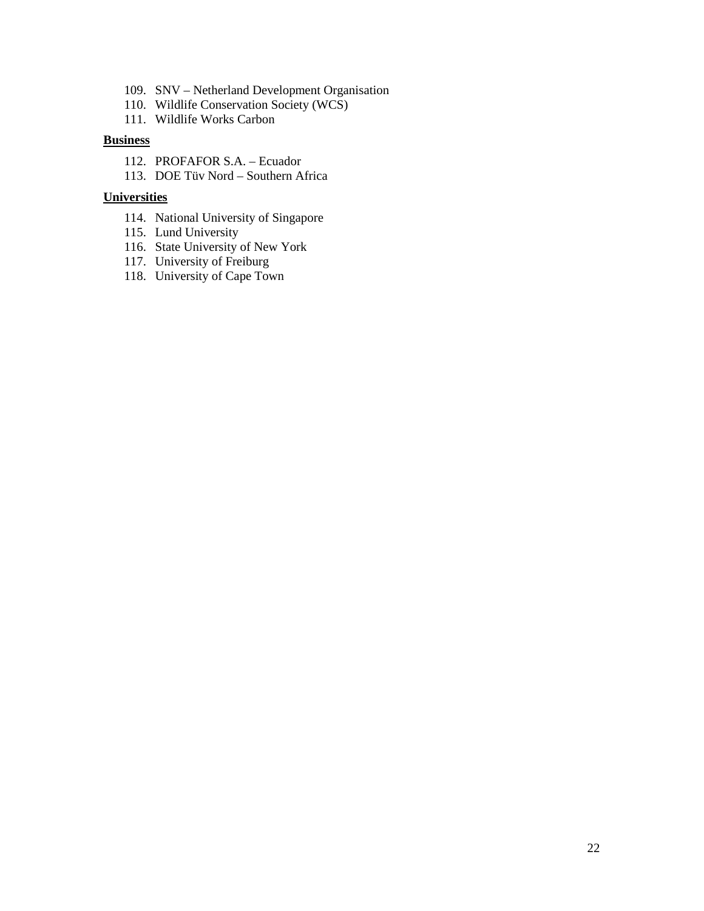109. SNV – Netherland Development Organisation
110. Wildlife Conservation Society (WCS)
111. Wildlife Works Carbon

**Business**

112. PROFAFOR S.A. – Ecuador
113. DOE Tüv Nord – Southern Africa

**Universities**

114. National University of Singapore
115. Lund University
116. State University of New York
117. University of Freiburg
118. University of Cape Town